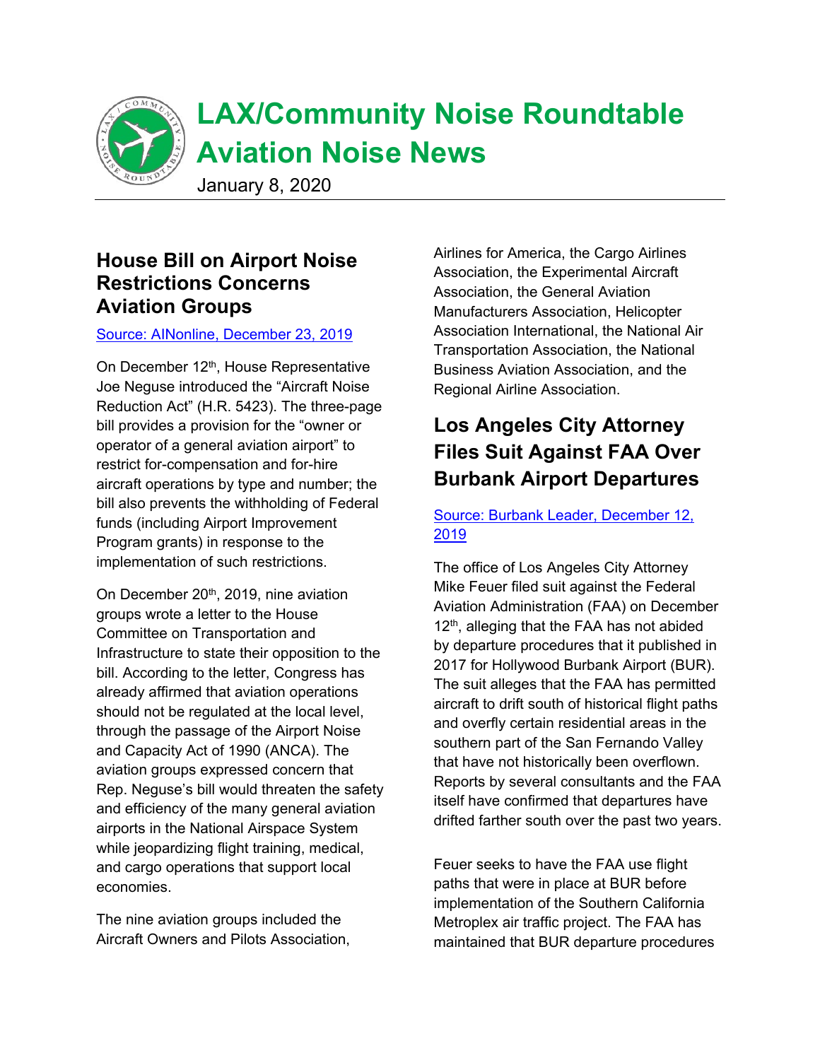# LAX/Community Noise Roundtable Aviation Noise News

January 8, 2020

## House Bill on Airport Noise Restrictions Concerns Aviation Groups

[Source: AINonline, December 23, 2019]

On December 12th, House Representative Joe Neguse introduced the "Aircraft Noise Reduction Act" (H.R. 5423). The three-page bill provides a provision for the "owner or operator of a general aviation airport" to restrict for-compensation and for-hire aircraft operations by type and number; the bill also prevents the withholding of Federal funds (including Airport Improvement Program grants) in response to the implementation of such restrictions.

On December 20th, 2019, nine aviation groups wrote a letter to the House Committee on Transportation and Infrastructure to state their opposition to the bill. According to the letter, Congress has already affirmed that aviation operations should not be regulated at the local level, through the passage of the Airport Noise and Capacity Act of 1990 (ANCA). The aviation groups expressed concern that Rep. Neguse's bill would threaten the safety and efficiency of the many general aviation airports in the National Airspace System while jeopardizing flight training, medical, and cargo operations that support local economies.

The nine aviation groups included the Aircraft Owners and Pilots Association, Airlines for America, the Cargo Airlines Association, the Experimental Aircraft Association, the General Aviation Manufacturers Association, Helicopter Association International, the National Air Transportation Association, the National Business Aviation Association, and the Regional Airline Association.

## Los Angeles City Attorney Files Suit Against FAA Over Burbank Airport Departures

[Source: Burbank Leader, December 12, 2019]

The office of Los Angeles City Attorney Mike Feuer filed suit against the Federal Aviation Administration (FAA) on December 12th, alleging that the FAA has not abided by departure procedures that it published in 2017 for Hollywood Burbank Airport (BUR). The suit alleges that the FAA has permitted aircraft to drift south of historical flight paths and overfly certain residential areas in the southern part of the San Fernando Valley that have not historically been overflown. Reports by several consultants and the FAA itself have confirmed that departures have drifted farther south over the past two years.

Feuer seeks to have the FAA use flight paths that were in place at BUR before implementation of the Southern California Metroplex air traffic project. The FAA has maintained that BUR departure procedures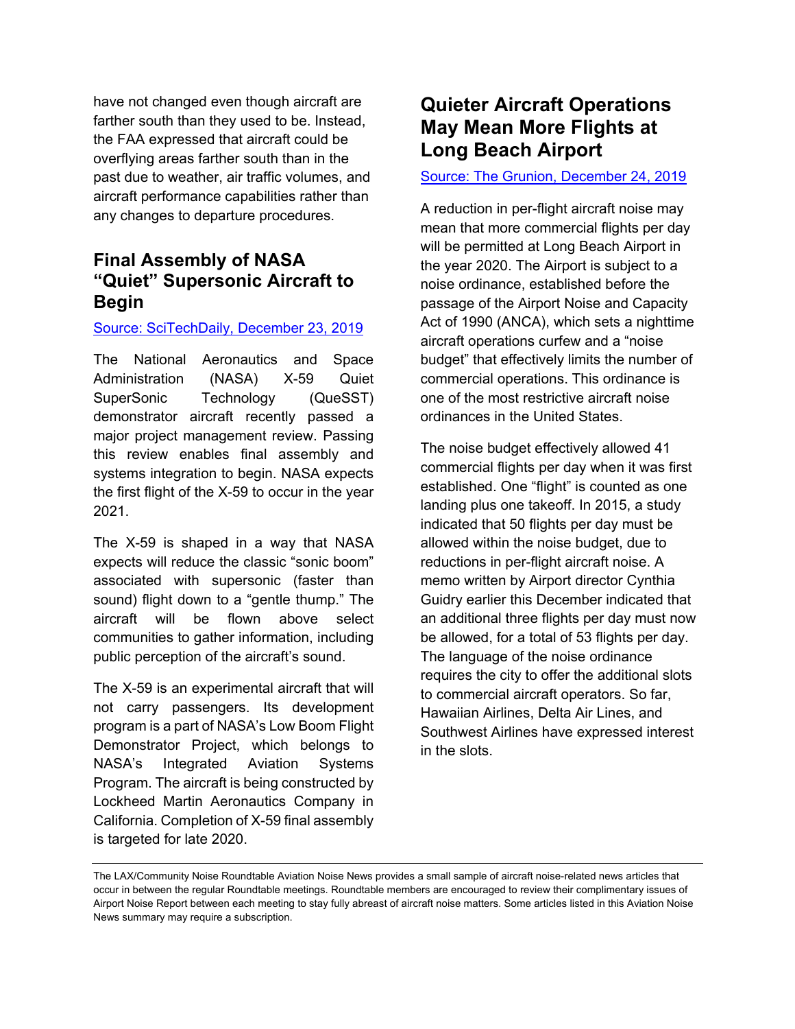have not changed even though aircraft are farther south than they used to be. Instead, the FAA expressed that aircraft could be overflying areas farther south than in the past due to weather, air traffic volumes, and aircraft performance capabilities rather than any changes to departure procedures.

## Final Assembly of NASA "Quiet" Supersonic Aircraft to Begin

Source: SciTechDaily, December 23, 2019

The National Aeronautics and Space Administration (NASA) X-59 Quiet SuperSonic Technology (QueSST) demonstrator aircraft recently passed a major project management review. Passing this review enables final assembly and systems integration to begin. NASA expects the first flight of the X-59 to occur in the year 2021.

The X-59 is shaped in a way that NASA expects will reduce the classic "sonic boom" associated with supersonic (faster than sound) flight down to a "gentle thump." The aircraft will be flown above select communities to gather information, including public perception of the aircraft's sound.

The X-59 is an experimental aircraft that will not carry passengers. Its development program is a part of NASA's Low Boom Flight Demonstrator Project, which belongs to NASA's Integrated Aviation Systems Program. The aircraft is being constructed by Lockheed Martin Aeronautics Company in California. Completion of X-59 final assembly is targeted for late 2020.

## Quieter Aircraft Operations May Mean More Flights at Long Beach Airport

Source: The Grunion, December 24, 2019

A reduction in per-flight aircraft noise may mean that more commercial flights per day will be permitted at Long Beach Airport in the year 2020. The Airport is subject to a noise ordinance, established before the passage of the Airport Noise and Capacity Act of 1990 (ANCA), which sets a nighttime aircraft operations curfew and a "noise budget" that effectively limits the number of commercial operations. This ordinance is one of the most restrictive aircraft noise ordinances in the United States.

The noise budget effectively allowed 41 commercial flights per day when it was first established. One "flight" is counted as one landing plus one takeoff. In 2015, a study indicated that 50 flights per day must be allowed within the noise budget, due to reductions in per-flight aircraft noise. A memo written by Airport director Cynthia Guidry earlier this December indicated that an additional three flights per day must now be allowed, for a total of 53 flights per day. The language of the noise ordinance requires the city to offer the additional slots to commercial aircraft operators. So far, Hawaiian Airlines, Delta Air Lines, and Southwest Airlines have expressed interest in the slots.

---

The LAX/Community Noise Roundtable Aviation Noise News provides a small sample of aircraft noise-related news articles that occur in between the regular Roundtable meetings. Roundtable members are encouraged to review their complimentary issues of Airport Noise Report between each meeting to stay fully abreast of aircraft noise matters. Some articles listed in this Aviation Noise News summary may require a subscription.